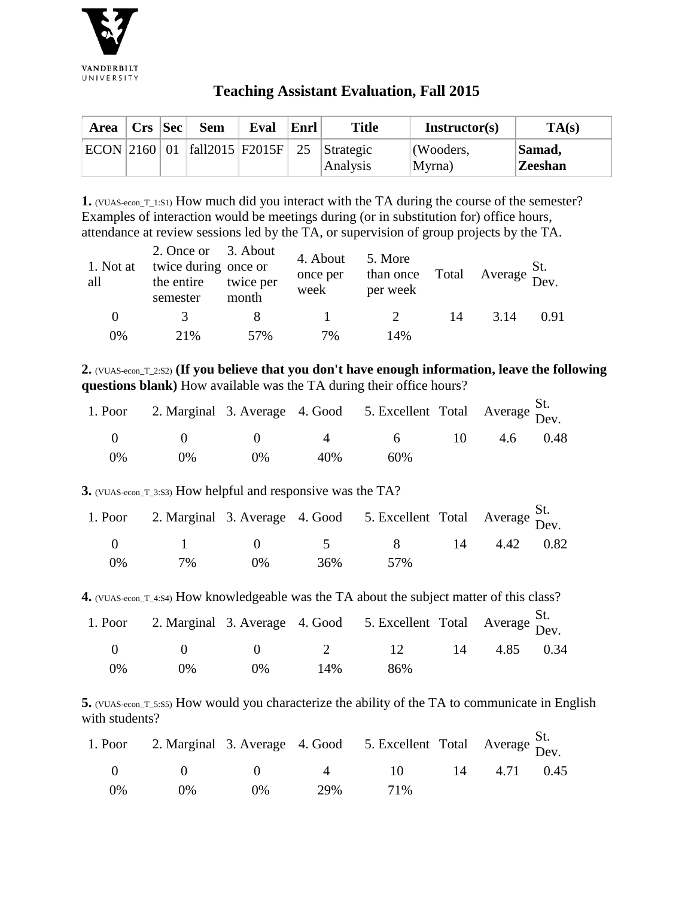VANDERBILT UNIVERSITY

# Teaching Assistant Evaluation, Fall 2015

| Area | Crs | Sec | Sem | Eval | Enrl | Title | Instructor(s) | TA(s) |
|---|---|---|---|---|---|---|---|---|
| ECON | 2160 | 01 | fall2015 | F2015F | 25 | Strategic Analysis | (Wooders, Myrna) | **Samad, Zeeshan** |

**1.** (VUAS-econ_T_1:S1) How much did you interact with the TA during the course of the semester? Examples of interaction would be meetings during (or in substitution for) office hours, attendance at review sessions led by the TA, or supervision of group projects by the TA.

| 1. Not at all | 2. Once or twice during the entire semester | 3. About once or twice per month | 4. About once per week | 5. More than once per week | Total | Average | St. Dev. |
|---|---|---|---|---|---|---|---|
| 0 | 3 | 8 | 1 | 2 | 14 | 3.14 | 0.91 |
| 0% | 21% | 57% | 7% | 14% | | | |

**2.** (VUAS-econ_T_2:S2) **(If you believe that you don't have enough information, leave the following questions blank)** How available was the TA during their office hours?

| 1. Poor | 2. Marginal | 3. Average | 4. Good | 5. Excellent | Total | Average | St. Dev. |
|---|---|---|---|---|---|---|---|
| 0 | 0 | 0 | 4 | 6 | 10 | 4.6 | 0.48 |
| 0% | 0% | 0% | 40% | 60% | | | |

**3.** (VUAS-econ_T_3:S3) How helpful and responsive was the TA?

| 1. Poor | 2. Marginal | 3. Average | 4. Good | 5. Excellent | Total | Average | St. Dev. |
|---|---|---|---|---|---|---|---|
| 0 | 1 | 0 | 5 | 8 | 14 | 4.42 | 0.82 |
| 0% | 7% | 0% | 36% | 57% | | | |

**4.** (VUAS-econ_T_4:S4) How knowledgeable was the TA about the subject matter of this class?

| 1. Poor | 2. Marginal | 3. Average | 4. Good | 5. Excellent | Total | Average | St. Dev. |
|---|---|---|---|---|---|---|---|
| 0 | 0 | 0 | 2 | 12 | 14 | 4.85 | 0.34 |
| 0% | 0% | 0% | 14% | 86% | | | |

**5.** (VUAS-econ_T_5:S5) How would you characterize the ability of the TA to communicate in English with students?

| 1. Poor | 2. Marginal | 3. Average | 4. Good | 5. Excellent | Total | Average | St. Dev. |
|---|---|---|---|---|---|---|---|
| 0 | 0 | 0 | 4 | 10 | 14 | 4.71 | 0.45 |
| 0% | 0% | 0% | 29% | 71% | | | |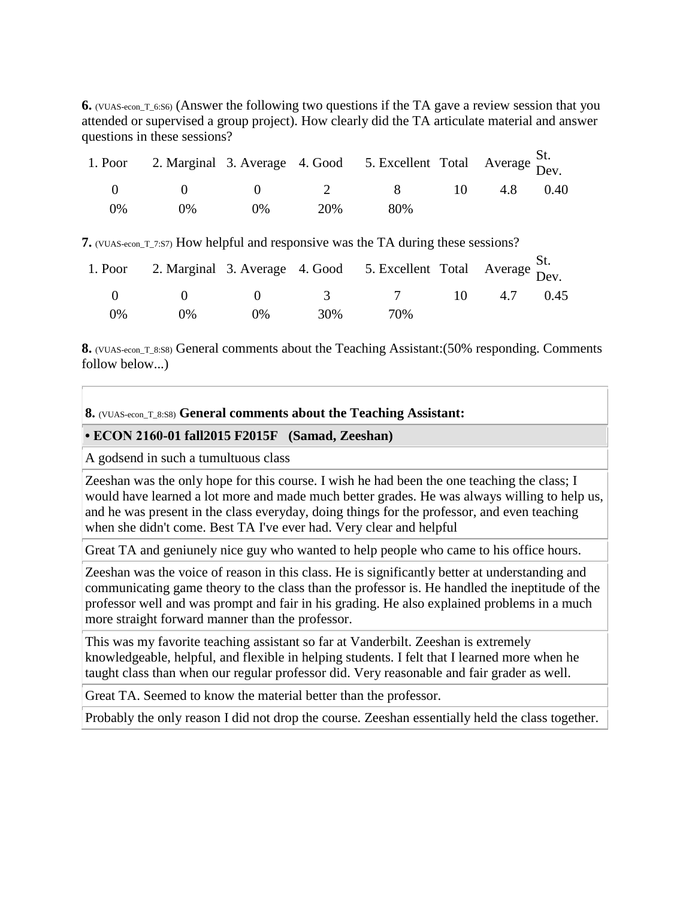**6.** (VUAS-econ_T_6:S6) (Answer the following two questions if the TA gave a review session that you attended or supervised a group project). How clearly did the TA articulate material and answer questions in these sessions?

| 1. Poor | 2. Marginal | 3. Average | 4. Good | 5. Excellent | Total | Average | St. Dev. |
|---|---|---|---|---|---|---|---|
| 0 | 0 | 0 | 2 | 8 | 10 | 4.8 | 0.40 |
| 0% | 0% | 0% | 20% | 80% | | | |

**7.** (VUAS-econ_T_7:S7) How helpful and responsive was the TA during these sessions?

| 1. Poor | 2. Marginal | 3. Average | 4. Good | 5. Excellent | Total | Average | St. Dev. |
|---|---|---|---|---|---|---|---|
| 0 | 0 | 0 | 3 | 7 | 10 | 4.7 | 0.45 |
| 0% | 0% | 0% | 30% | 70% | | | |

**8.** (VUAS-econ_T_8:S8) General comments about the Teaching Assistant:(50% responding. Comments follow below...)

**8.** (VUAS-econ_T_8:S8) **General comments about the Teaching Assistant:**

**• ECON 2160-01 fall2015 F2015F (Samad, Zeeshan)**

A godsend in such a tumultuous class

Zeeshan was the only hope for this course. I wish he had been the one teaching the class; I would have learned a lot more and made much better grades. He was always willing to help us, and he was present in the class everyday, doing things for the professor, and even teaching when she didn't come. Best TA I've ever had. Very clear and helpful

Great TA and geniunely nice guy who wanted to help people who came to his office hours.

Zeeshan was the voice of reason in this class. He is significantly better at understanding and communicating game theory to the class than the professor is. He handled the ineptitude of the professor well and was prompt and fair in his grading. He also explained problems in a much more straight forward manner than the professor.

This was my favorite teaching assistant so far at Vanderbilt. Zeeshan is extremely knowledgeable, helpful, and flexible in helping students. I felt that I learned more when he taught class than when our regular professor did. Very reasonable and fair grader as well.

Great TA. Seemed to know the material better than the professor.

Probably the only reason I did not drop the course. Zeeshan essentially held the class together.